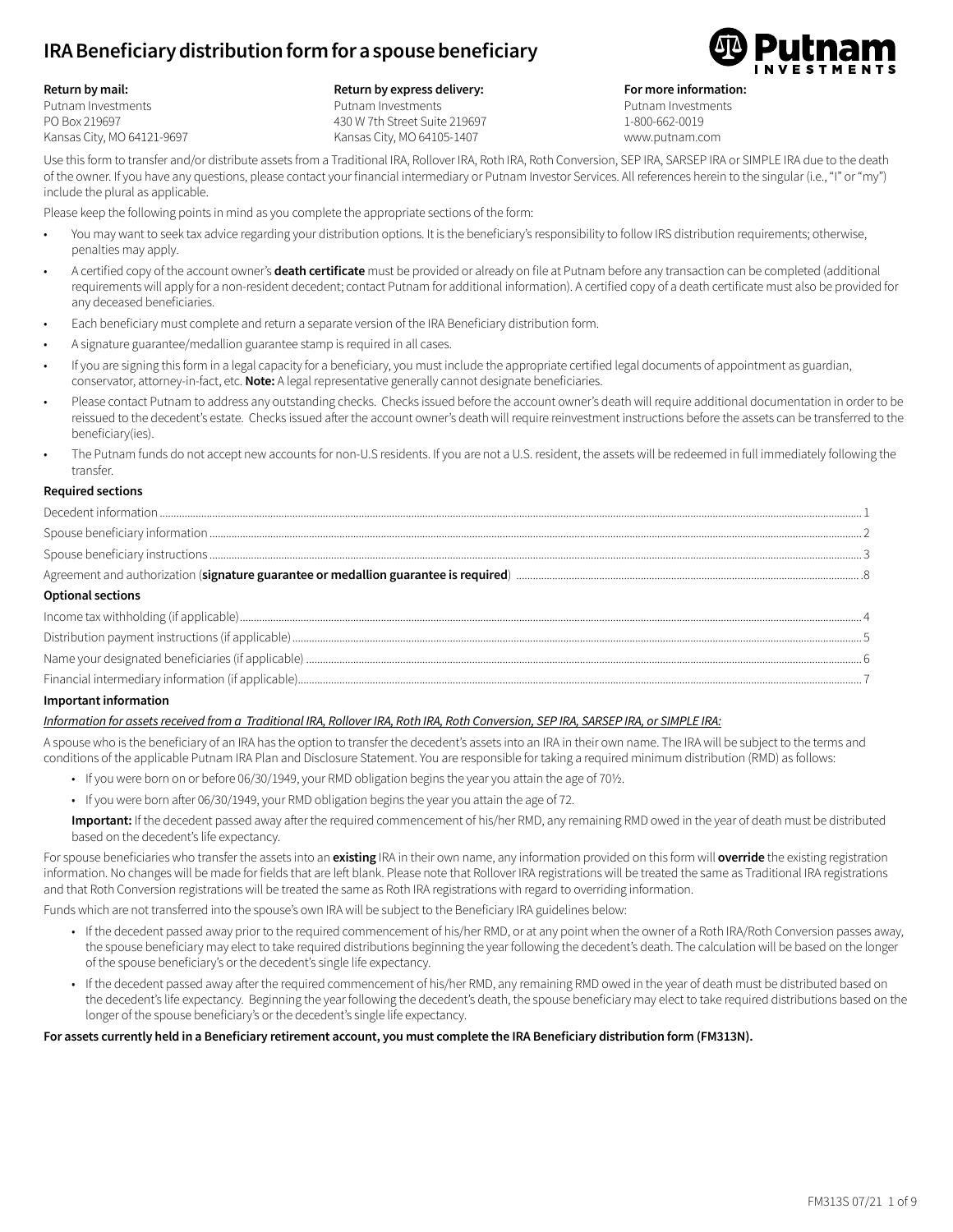# IRA Beneficiary distribution form for a spouse beneficiary

**Return by mail:**
Putnam Investments
PO Box 219697
Kansas City, MO 64121-9697

**Return by express delivery:**
Putnam Investments
430 W 7th Street Suite 219697
Kansas City, MO 64105-1407

**For more information:**
Putnam Investments
1-800-662-0019
www.putnam.com

Use this form to transfer and/or distribute assets from a Traditional IRA, Rollover IRA, Roth IRA, Roth Conversion, SEP IRA, SARSEP IRA or SIMPLE IRA due to the death of the owner. If you have any questions, please contact your financial intermediary or Putnam Investor Services. All references herein to the singular (i.e., "I" or "my") include the plural as applicable.

Please keep the following points in mind as you complete the appropriate sections of the form:

- You may want to seek tax advice regarding your distribution options. It is the beneficiary's responsibility to follow IRS distribution requirements; otherwise, penalties may apply.
- A certified copy of the account owner's **death certificate** must be provided or already on file at Putnam before any transaction can be completed (additional requirements will apply for a non-resident decedent; contact Putnam for additional information). A certified copy of a death certificate must also be provided for any deceased beneficiaries.
- Each beneficiary must complete and return a separate version of the IRA Beneficiary distribution form.
- A signature guarantee/medallion guarantee stamp is required in all cases.
- If you are signing this form in a legal capacity for a beneficiary, you must include the appropriate certified legal documents of appointment as guardian, conservator, attorney-in-fact, etc. **Note:** A legal representative generally cannot designate beneficiaries.
- Please contact Putnam to address any outstanding checks. Checks issued before the account owner's death will require additional documentation in order to be reissued to the decedent's estate. Checks issued after the account owner's death will require reinvestment instructions before the assets can be transferred to the beneficiary(ies).
- The Putnam funds do not accept new accounts for non-U.S residents. If you are not a U.S. resident, the assets will be redeemed in full immediately following the transfer.

**Required sections**

Decedent information .......... 1
Spouse beneficiary information .......... 2
Spouse beneficiary instructions .......... 3
Agreement and authorization (**signature guarantee or medallion guarantee is required**) .......... 8

**Optional sections**

Income tax withholding (if applicable) .......... 4
Distribution payment instructions (if applicable) .......... 5
Name your designated beneficiaries (if applicable) .......... 6
Financial intermediary information (if applicable) .......... 7

**Important information**

*Information for assets received from a Traditional IRA, Rollover IRA, Roth IRA, Roth Conversion, SEP IRA, SARSEP IRA, or SIMPLE IRA:*

A spouse who is the beneficiary of an IRA has the option to transfer the decedent's assets into an IRA in their own name. The IRA will be subject to the terms and conditions of the applicable Putnam IRA Plan and Disclosure Statement. You are responsible for taking a required minimum distribution (RMD) as follows:

- If you were born on or before 06/30/1949, your RMD obligation begins the year you attain the age of 70½.
- If you were born after 06/30/1949, your RMD obligation begins the year you attain the age of 72.

**Important:** If the decedent passed away after the required commencement of his/her RMD, any remaining RMD owed in the year of death must be distributed based on the decedent's life expectancy.

For spouse beneficiaries who transfer the assets into an **existing** IRA in their own name, any information provided on this form will **override** the existing registration information. No changes will be made for fields that are left blank. Please note that Rollover IRA registrations will be treated the same as Traditional IRA registrations and that Roth Conversion registrations will be treated the same as Roth IRA registrations with regard to overriding information.

Funds which are not transferred into the spouse's own IRA will be subject to the Beneficiary IRA guidelines below:

- If the decedent passed away prior to the required commencement of his/her RMD, or at any point when the owner of a Roth IRA/Roth Conversion passes away, the spouse beneficiary may elect to take required distributions beginning the year following the decedent's death. The calculation will be based on the longer of the spouse beneficiary's or the decedent's single life expectancy.
- If the decedent passed away after the required commencement of his/her RMD, any remaining RMD owed in the year of death must be distributed based on the decedent's life expectancy. Beginning the year following the decedent's death, the spouse beneficiary may elect to take required distributions based on the longer of the spouse beneficiary's or the decedent's single life expectancy.

**For assets currently held in a Beneficiary retirement account, you must complete the IRA Beneficiary distribution form (FM313N).**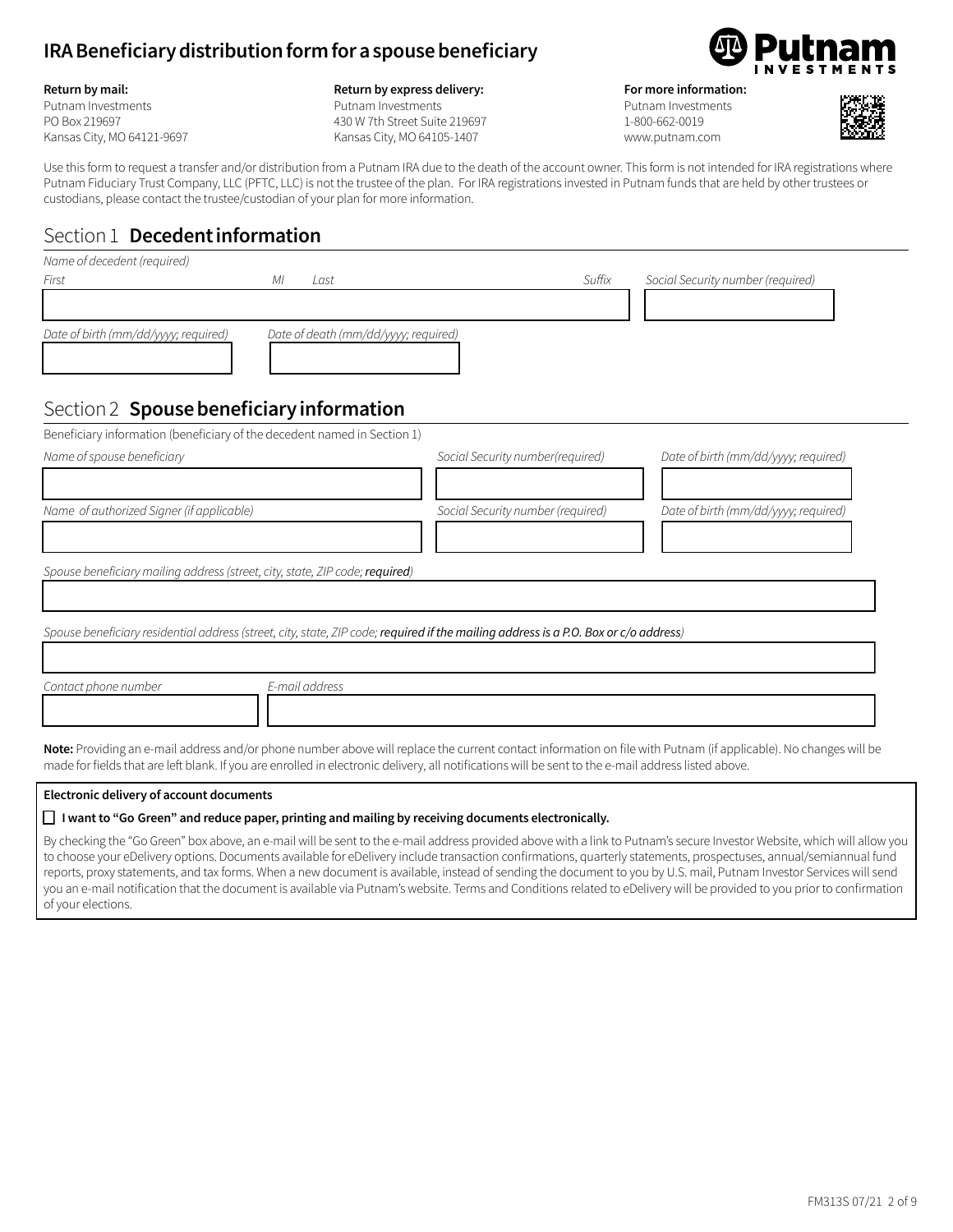# IRA Beneficiary distribution form for a spouse beneficiary

**Return by mail:**
Putnam Investments
PO Box 219697
Kansas City, MO 64121-9697

**Return by express delivery:**
Putnam Investments
430 W 7th Street Suite 219697
Kansas City, MO 64105-1407

**For more information:**
Putnam Investments
1-800-662-0019
www.putnam.com

Use this form to request a transfer and/or distribution from a Putnam IRA due to the death of the account owner. This form is not intended for IRA registrations where Putnam Fiduciary Trust Company, LLC (PFTC, LLC) is not the trustee of the plan. For IRA registrations invested in Putnam funds that are held by other trustees or custodians, please contact the trustee/custodian of your plan for more information.

## Section 1 **Decedent information**

*Name of decedent (required)*

| *First* | *MI* | *Last* | *Suffix* | *Social Security number (required)* |
|---|---|---|---|---|
| | | | | |

| *Date of birth (mm/dd/yyyy; required)* | *Date of death (mm/dd/yyyy; required)* |
|---|---|
| | |

## Section 2 **Spouse beneficiary information**

Beneficiary information (beneficiary of the decedent named in Section 1)

| *Name of spouse beneficiary* | *Social Security number(required)* | *Date of birth (mm/dd/yyyy; required)* |
|---|---|---|
| | | |

| *Name of authorized Signer (if applicable)* | *Social Security number (required)* | *Date of birth (mm/dd/yyyy; required)* |
|---|---|---|
| | | |

*Spouse beneficiary mailing address (street, city, state, ZIP code; **required**)*

*Spouse beneficiary residential address (street, city, state, ZIP code; **required if the mailing address is a P.O. Box or c/o address**)*

| *Contact phone number* | *E-mail address* |
|---|---|
| | |

**Note:** Providing an e-mail address and/or phone number above will replace the current contact information on file with Putnam (if applicable). No changes will be made for fields that are left blank. If you are enrolled in electronic delivery, all notifications will be sent to the e-mail address listed above.

**Electronic delivery of account documents**

☐ **I want to "Go Green" and reduce paper, printing and mailing by receiving documents electronically.**

By checking the "Go Green" box above, an e-mail will be sent to the e-mail address provided above with a link to Putnam's secure Investor Website, which will allow you to choose your eDelivery options. Documents available for eDelivery include transaction confirmations, quarterly statements, prospectuses, annual/semiannual fund reports, proxy statements, and tax forms. When a new document is available, instead of sending the document to you by U.S. mail, Putnam Investor Services will send you an e-mail notification that the document is available via Putnam's website. Terms and Conditions related to eDelivery will be provided to you prior to confirmation of your elections.

FM313S 07/21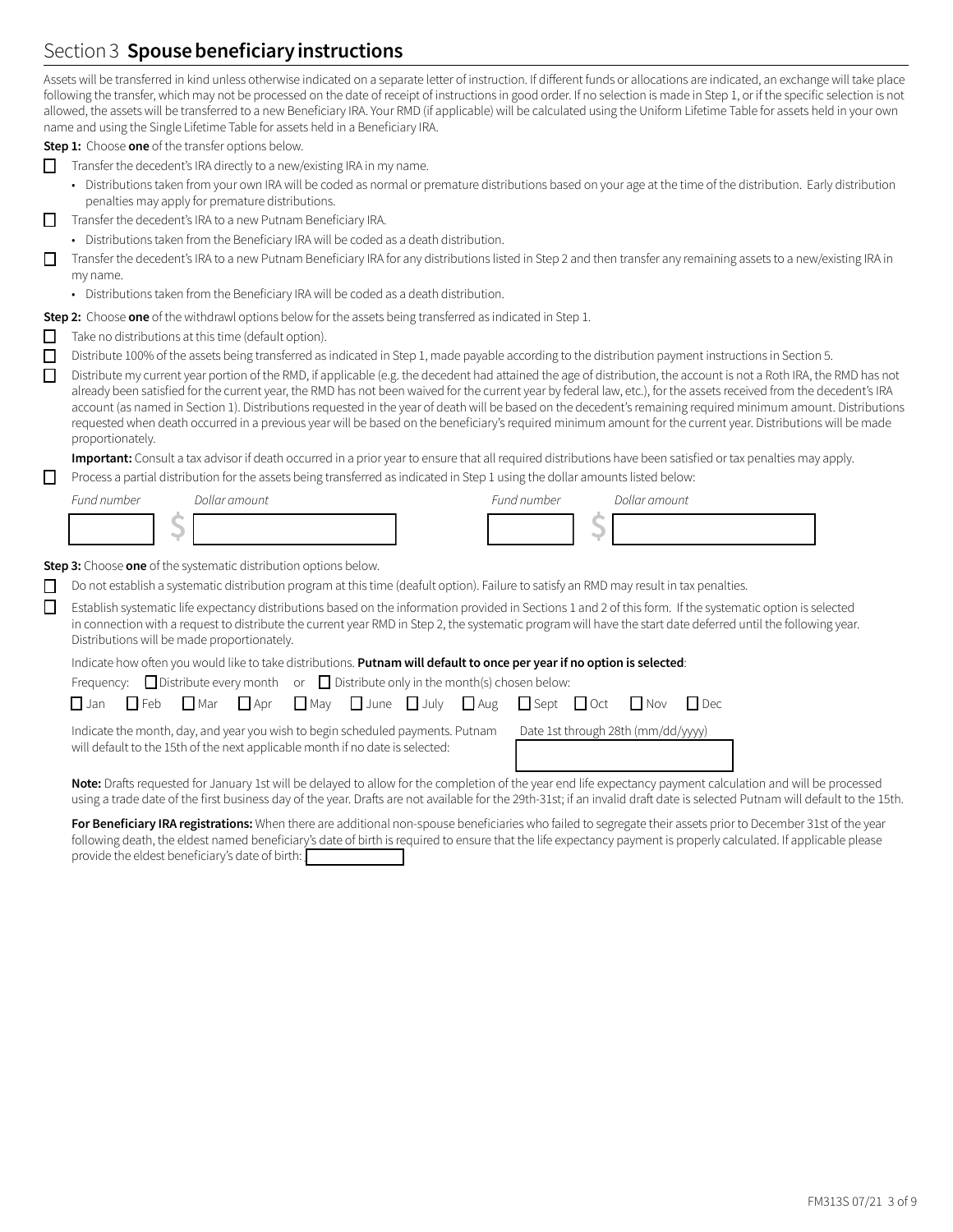## Section 3 **Spouse beneficiary instructions**

Assets will be transferred in kind unless otherwise indicated on a separate letter of instruction. If different funds or allocations are indicated, an exchange will take place following the transfer, which may not be processed on the date of receipt of instructions in good order. If no selection is made in Step 1, or if the specific selection is not allowed, the assets will be transferred to a new Beneficiary IRA. Your RMD (if applicable) will be calculated using the Uniform Lifetime Table for assets held in your own name and using the Single Lifetime Table for assets held in a Beneficiary IRA.

**Step 1:** Choose **one** of the transfer options below.

☐ Transfer the decedent's IRA directly to a new/existing IRA in my name.

- Distributions taken from your own IRA will be coded as normal or premature distributions based on your age at the time of the distribution. Early distribution penalties may apply for premature distributions.

☐ Transfer the decedent's IRA to a new Putnam Beneficiary IRA.

- Distributions taken from the Beneficiary IRA will be coded as a death distribution.

☐ Transfer the decedent's IRA to a new Putnam Beneficiary IRA for any distributions listed in Step 2 and then transfer any remaining assets to a new/existing IRA in my name.

- Distributions taken from the Beneficiary IRA will be coded as a death distribution.

**Step 2:** Choose **one** of the withdrawl options below for the assets being transferred as indicated in Step 1.

☐ Take no distributions at this time (default option).

☐ Distribute 100% of the assets being transferred as indicated in Step 1, made payable according to the distribution payment instructions in Section 5.

☐ Distribute my current year portion of the RMD, if applicable (e.g. the decedent had attained the age of distribution, the account is not a Roth IRA, the RMD has not already been satisfied for the current year, the RMD has not been waived for the current year by federal law, etc.), for the assets received from the decedent's IRA account (as named in Section 1). Distributions requested in the year of death will be based on the decedent's remaining required minimum amount. Distributions requested when death occurred in a previous year will be based on the beneficiary's required minimum amount for the current year. Distributions will be made proportionately.

**Important:** Consult a tax advisor if death occurred in a prior year to ensure that all required distributions have been satisfied or tax penalties may apply.

☐ Process a partial distribution for the assets being transferred as indicated in Step 1 using the dollar amounts listed below:

| *Fund number* | *Dollar amount* | *Fund number* | *Dollar amount* |
|---|---|---|---|
| | $ | | $ |

**Step 3:** Choose **one** of the systematic distribution options below.

☐ Do not establish a systematic distribution program at this time (deafult option). Failure to satisfy an RMD may result in tax penalties.

☐ Establish systematic life expectancy distributions based on the information provided in Sections 1 and 2 of this form. If the systematic option is selected in connection with a request to distribute the current year RMD in Step 2, the systematic program will have the start date deferred until the following year. Distributions will be made proportionately.

Indicate how often you would like to take distributions. **Putnam will default to once per year if no option is selected**:

Frequency: ☐ Distribute every month or ☐ Distribute only in the month(s) chosen below:

☐ Jan ☐ Feb ☐ Mar ☐ Apr ☐ May ☐ June ☐ July ☐ Aug ☐ Sept ☐ Oct ☐ Nov ☐ Dec

Indicate the month, day, and year you wish to begin scheduled payments. Putnam will default to the 15th of the next applicable month if no date is selected:

Date 1st through 28th (mm/dd/yyyy) ____________

**Note:** Drafts requested for January 1st will be delayed to allow for the completion of the year end life expectancy payment calculation and will be processed using a trade date of the first business day of the year. Drafts are not available for the 29th-31st; if an invalid draft date is selected Putnam will default to the 15th.

**For Beneficiary IRA registrations:** When there are additional non-spouse beneficiaries who failed to segregate their assets prior to December 31st of the year following death, the eldest named beneficiary's date of birth is required to ensure that the life expectancy payment is properly calculated. If applicable please provide the eldest beneficiary's date of birth: ____________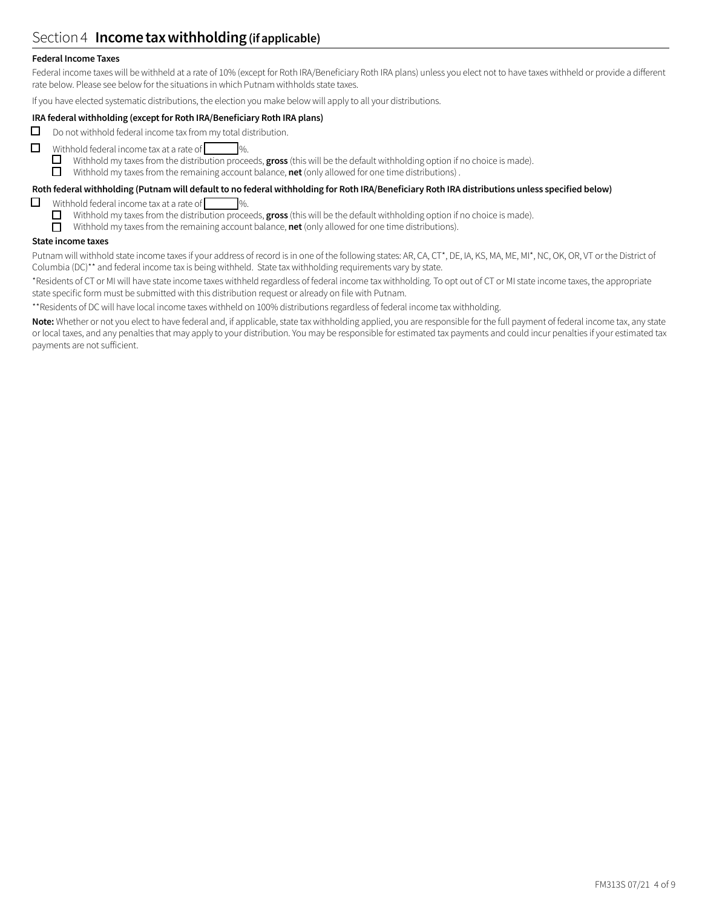## Section 4 **Income tax withholding (if applicable)**

**Federal Income Taxes**

Federal income taxes will be withheld at a rate of 10% (except for Roth IRA/Beneficiary Roth IRA plans) unless you elect not to have taxes withheld or provide a different rate below. Please see below for the situations in which Putnam withholds state taxes.

If you have elected systematic distributions, the election you make below will apply to all your distributions.

**IRA federal withholding (except for Roth IRA/Beneficiary Roth IRA plans)**

- ☐ Do not withhold federal income tax from my total distribution.
- ☐ Withhold federal income tax at a rate of ______%.
  - ☐ Withhold my taxes from the distribution proceeds, **gross** (this will be the default withholding option if no choice is made).
  - ☐ Withhold my taxes from the remaining account balance, **net** (only allowed for one time distributions) .

**Roth federal withholding (Putnam will default to no federal withholding for Roth IRA/Beneficiary Roth IRA distributions unless specified below)**

- ☐ Withhold federal income tax at a rate of ______%.
  - ☐ Withhold my taxes from the distribution proceeds, **gross** (this will be the default withholding option if no choice is made).
  - ☐ Withhold my taxes from the remaining account balance, **net** (only allowed for one time distributions).

**State income taxes**

Putnam will withhold state income taxes if your address of record is in one of the following states: AR, CA, CT*, DE, IA, KS, MA, ME, MI*, NC, OK, OR, VT or the District of Columbia (DC)** and federal income tax is being withheld. State tax withholding requirements vary by state.

*Residents of CT or MI will have state income taxes withheld regardless of federal income tax withholding. To opt out of CT or MI state income taxes, the appropriate state specific form must be submitted with this distribution request or already on file with Putnam.

**Residents of DC will have local income taxes withheld on 100% distributions regardless of federal income tax withholding.

**Note:** Whether or not you elect to have federal and, if applicable, state tax withholding applied, you are responsible for the full payment of federal income tax, any state or local taxes, and any penalties that may apply to your distribution. You may be responsible for estimated tax payments and could incur penalties if your estimated tax payments are not sufficient.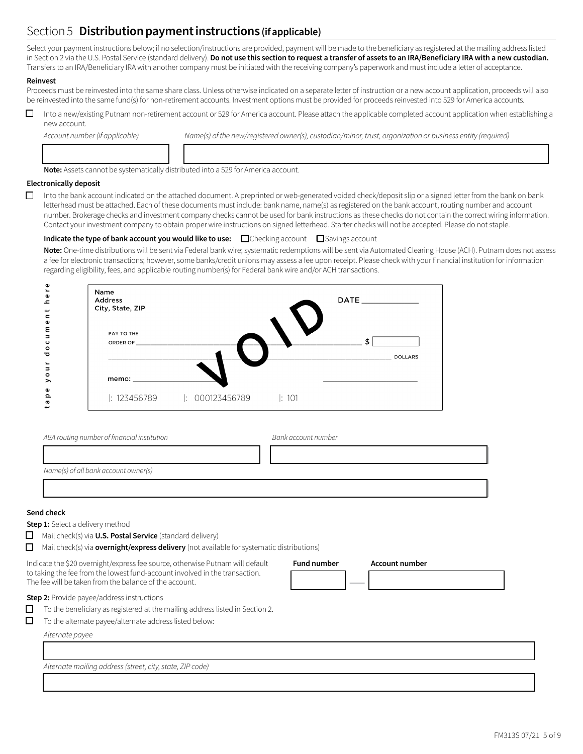## Section 5 **Distribution payment instructions (if applicable)**

Select your payment instructions below; if no selection/instructions are provided, payment will be made to the beneficiary as registered at the mailing address listed in Section 2 via the U.S. Postal Service (standard delivery). **Do not use this section to request a transfer of assets to an IRA/Beneficiary IRA with a new custodian.** Transfers to an IRA/Beneficiary IRA with another company must be initiated with the receiving company's paperwork and must include a letter of acceptance.

**Reinvest**

Proceeds must be reinvested into the same share class. Unless otherwise indicated on a separate letter of instruction or a new account application, proceeds will also be reinvested into the same fund(s) for non-retirement accounts. Investment options must be provided for proceeds reinvested into 529 for America accounts.

☐ Into a new/existing Putnam non-retirement account or 529 for America account. Please attach the applicable completed account application when establishing a new account.

*Account number (if applicable)*

*Name(s) of the new/registered owner(s), custodian/minor, trust, organization or business entity (required)*

**Note:** Assets cannot be systematically distributed into a 529 for America account.

**Electronically deposit**

☐ Into the bank account indicated on the attached document. A preprinted or web-generated voided check/deposit slip or a signed letter from the bank on bank letterhead must be attached. Each of these documents must include: bank name, name(s) as registered on the bank account, routing number and account number. Brokerage checks and investment company checks cannot be used for bank instructions as these checks do not contain the correct wiring information. Contact your investment company to obtain proper wire instructions on signed letterhead. Starter checks will not be accepted. Please do not staple.

**Indicate the type of bank account you would like to use:** ☐ Checking account ☐ Savings account

**Note:** One-time distributions will be sent via Federal bank wire; systematic redemptions will be sent via Automated Clearing House (ACH). Putnam does not assess a fee for electronic transactions; however, some banks/credit unions may assess a fee upon receipt. Please check with your financial institution for information regarding eligibility, fees, and applicable routing number(s) for Federal bank wire and/or ACH transactions.

tape your document here

Name
Address
City, State, ZIP

DATE ____________

PAY TO THE ORDER OF ____________________ $ [ ]

____________________ DOLLARS

memo: ____________

|: 123456789 |: 000123456789 |: 101

VOID

*ABA routing number of financial institution*

*Bank account number*

*Name(s) of all bank account owner(s)*

**Send check**

**Step 1:** Select a delivery method

☐ Mail check(s) via **U.S. Postal Service** (standard delivery)

☐ Mail check(s) via **overnight/express delivery** (not available for systematic distributions)

Indicate the $20 overnight/express fee source, otherwise Putnam will default to taking the fee from the lowest fund-account involved in the transaction. The fee will be taken from the balance of the account.

**Fund number** — **Account number**

**Step 2:** Provide payee/address instructions

☐ To the beneficiary as registered at the mailing address listed in Section 2.

☐ To the alternate payee/alternate address listed below:

*Alternate payee*

*Alternate mailing address (street, city, state, ZIP code)*

FM313S 07/21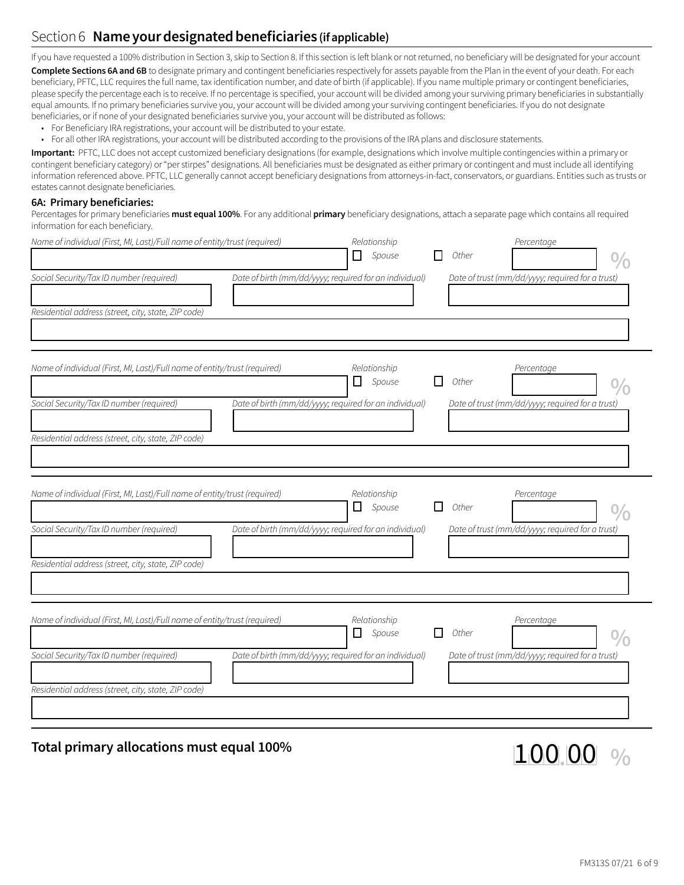## Section 6 **Name your designated beneficiaries (if applicable)**

If you have requested a 100% distribution in Section 3, skip to Section 8. If this section is left blank or not returned, no beneficiary will be designated for your account

**Complete Sections 6A and 6B** to designate primary and contingent beneficiaries respectively for assets payable from the Plan in the event of your death. For each beneficiary, PFTC, LLC requires the full name, tax identification number, and date of birth (if applicable). If you name multiple primary or contingent beneficiaries, please specify the percentage each is to receive. If no percentage is specified, your account will be divided among your surviving primary beneficiaries in substantially equal amounts. If no primary beneficiaries survive you, your account will be divided among your surviving contingent beneficiaries. If you do not designate beneficiaries, or if none of your designated beneficiaries survive you, your account will be distributed as follows:

- For Beneficiary IRA registrations, your account will be distributed to your estate.
- For all other IRA registrations, your account will be distributed according to the provisions of the IRA plans and disclosure statements.

**Important:** PFTC, LLC does not accept customized beneficiary designations (for example, designations which involve multiple contingencies within a primary or contingent beneficiary category) or "per stirpes" designations. All beneficiaries must be designated as either primary or contingent and must include all identifying information referenced above. PFTC, LLC generally cannot accept beneficiary designations from attorneys-in-fact, conservators, or guardians. Entities such as trusts or estates cannot designate beneficiaries.

### 6A: Primary beneficiaries:

Percentages for primary beneficiaries **must equal 100%**. For any additional **primary** beneficiary designations, attach a separate page which contains all required information for each beneficiary.

*Name of individual (First, MI, Last)/Full name of entity/trust (required)* ____________ *Relationship* ☐ Spouse ☐ Other *Percentage* ______ %

*Social Security/Tax ID number (required)* ______ *Date of birth (mm/dd/yyyy; required for an individual)* ______ *Date of trust (mm/dd/yyyy; required for a trust)* ______

*Residential address (street, city, state, ZIP code)* ____________

---

*Name of individual (First, MI, Last)/Full name of entity/trust (required)* ____________ *Relationship* ☐ Spouse ☐ Other *Percentage* ______ %

*Social Security/Tax ID number (required)* ______ *Date of birth (mm/dd/yyyy; required for an individual)* ______ *Date of trust (mm/dd/yyyy; required for a trust)* ______

*Residential address (street, city, state, ZIP code)* ____________

---

*Name of individual (First, MI, Last)/Full name of entity/trust (required)* ____________ *Relationship* ☐ Spouse ☐ Other *Percentage* ______ %

*Social Security/Tax ID number (required)* ______ *Date of birth (mm/dd/yyyy; required for an individual)* ______ *Date of trust (mm/dd/yyyy; required for a trust)* ______

*Residential address (street, city, state, ZIP code)* ____________

---

*Name of individual (First, MI, Last)/Full name of entity/trust (required)* ____________ *Relationship* ☐ Spouse ☐ Other *Percentage* ______ %

*Social Security/Tax ID number (required)* ______ *Date of birth (mm/dd/yyyy; required for an individual)* ______ *Date of trust (mm/dd/yyyy; required for a trust)* ______

*Residential address (street, city, state, ZIP code)* ____________

---

**Total primary allocations must equal 100%** 100.00 %

FM313S 07/21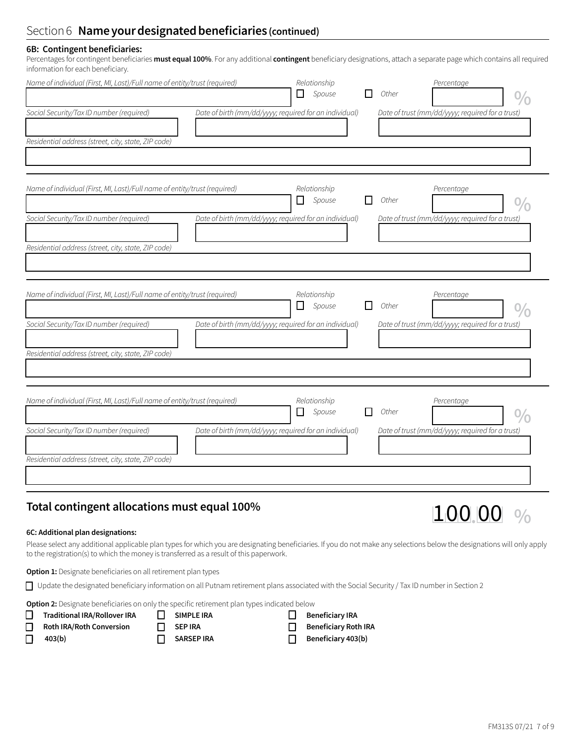## Section 6 **Name your designated beneficiaries (continued)**

### 6B: Contingent beneficiaries:

Percentages for contingent beneficiaries **must equal 100%**. For any additional **contingent** beneficiary designations, attach a separate page which contains all required information for each beneficiary.

*Name of individual (First, MI, Last)/Full name of entity/trust (required)* | *Relationship* ☐ *Spouse* ☐ *Other* | *Percentage* ______ %

*Social Security/Tax ID number (required)* | *Date of birth (mm/dd/yyyy; required for an individual)* | *Date of trust (mm/dd/yyyy; required for a trust)*

*Residential address (street, city, state, ZIP code)*

---

*Name of individual (First, MI, Last)/Full name of entity/trust (required)* | *Relationship* ☐ *Spouse* ☐ *Other* | *Percentage* ______ %

*Social Security/Tax ID number (required)* | *Date of birth (mm/dd/yyyy; required for an individual)* | *Date of trust (mm/dd/yyyy; required for a trust)*

*Residential address (street, city, state, ZIP code)*

---

*Name of individual (First, MI, Last)/Full name of entity/trust (required)* | *Relationship* ☐ *Spouse* ☐ *Other* | *Percentage* ______ %

*Social Security/Tax ID number (required)* | *Date of birth (mm/dd/yyyy; required for an individual)* | *Date of trust (mm/dd/yyyy; required for a trust)*

*Residential address (street, city, state, ZIP code)*

---

*Name of individual (First, MI, Last)/Full name of entity/trust (required)* | *Relationship* ☐ *Spouse* ☐ *Other* | *Percentage* ______ %

*Social Security/Tax ID number (required)* | *Date of birth (mm/dd/yyyy; required for an individual)* | *Date of trust (mm/dd/yyyy; required for a trust)*

*Residential address (street, city, state, ZIP code)*

---

## Total contingent allocations must equal 100%

100.00 %

### 6C: Additional plan designations:

Please select any additional applicable plan types for which you are designating beneficiaries. If you do not make any selections below the designations will only apply to the registration(s) to which the money is transferred as a result of this paperwork.

**Option 1:** Designate beneficiaries on all retirement plan types

☐ Update the designated beneficiary information on all Putnam retirement plans associated with the Social Security / Tax ID number in Section 2

**Option 2:** Designate beneficiaries on only the specific retirement plan types indicated below

- ☐ **Traditional IRA/Rollover IRA**
- ☐ **Roth IRA/Roth Conversion**
- ☐ **403(b)**
- ☐ **SIMPLE IRA**
- ☐ **SEP IRA**
- ☐ **SARSEP IRA**
- ☐ **Beneficiary IRA**
- ☐ **Beneficiary Roth IRA**
- ☐ **Beneficiary 403(b)**

FM313S 07/21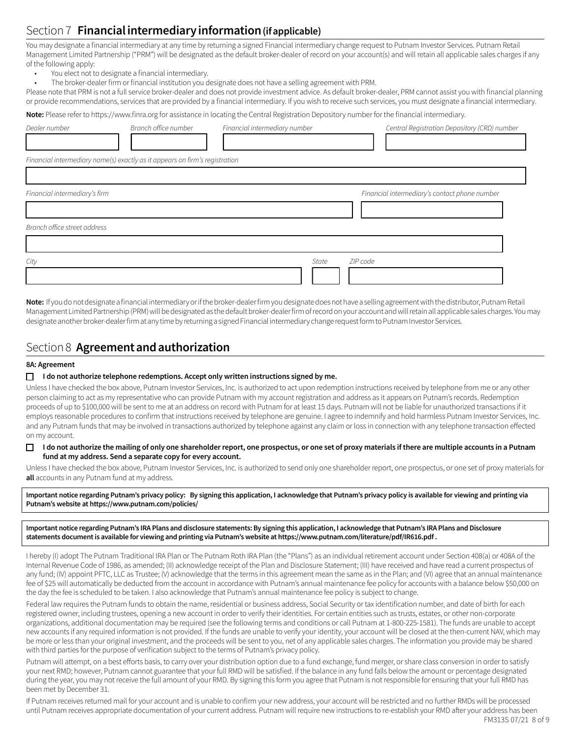## Section 7 **Financial intermediary information (if applicable)**

You may designate a financial intermediary at any time by returning a signed Financial intermediary change request to Putnam Investor Services. Putnam Retail Management Limited Partnership ("PRM") will be designated as the default broker-dealer of record on your account(s) and will retain all applicable sales charges if any of the following apply:

- You elect not to designate a financial intermediary.
- The broker-dealer firm or financial institution you designate does not have a selling agreement with PRM.

Please note that PRM is not a full service broker-dealer and does not provide investment advice. As default broker-dealer, PRM cannot assist you with financial planning or provide recommendations, services that are provided by a financial intermediary. If you wish to receive such services, you must designate a financial intermediary.

**Note:** Please refer to https://www.finra.org for assistance in locating the Central Registration Depository number for the financial intermediary.

*Dealer number* ______ *Branch office number* ______ *Financial intermediary number* ______ *Central Registration Depository (CRD) number* ______

*Financial intermediary name(s) exactly as it appears on firm's registration* ______

*Financial intermediary's firm* ______ *Financial intermediary's contact phone number* ______

*Branch office street address* ______

*City* ______ *State* ______ *ZIP code* ______

**Note:** If you do not designate a financial intermediary or if the broker-dealer firm you designate does not have a selling agreement with the distributor, Putnam Retail Management Limited Partnership (PRM) will be designated as the default broker-dealer firm of record on your account and will retain all applicable sales charges. You may designate another broker-dealer firm at any time by returning a signed Financial intermediary change request form to Putnam Investor Services.

## Section 8 **Agreement and authorization**

**8A: Agreement**

☐ **I do not authorize telephone redemptions. Accept only written instructions signed by me.**

Unless I have checked the box above, Putnam Investor Services, Inc. is authorized to act upon redemption instructions received by telephone from me or any other person claiming to act as my representative who can provide Putnam with my account registration and address as it appears on Putnam's records. Redemption proceeds of up to $100,000 will be sent to me at an address on record with Putnam for at least 15 days. Putnam will not be liable for unauthorized transactions if it employs reasonable procedures to confirm that instructions received by telephone are genuine. I agree to indemnify and hold harmless Putnam Investor Services, Inc. and any Putnam funds that may be involved in transactions authorized by telephone against any claim or loss in connection with any telephone transaction effected on my account.

☐ **I do not authorize the mailing of only one shareholder report, one prospectus, or one set of proxy materials if there are multiple accounts in a Putnam fund at my address. Send a separate copy for every account.**

Unless I have checked the box above, Putnam Investor Services, Inc. is authorized to send only one shareholder report, one prospectus, or one set of proxy materials for **all** accounts in any Putnam fund at my address.

**Important notice regarding Putnam's privacy policy: By signing this application, I acknowledge that Putnam's privacy policy is available for viewing and printing via Putnam's website at https://www.putnam.com/policies/**

**Important notice regarding Putnam's IRA Plans and disclosure statements: By signing this application, I acknowledge that Putnam's IRA Plans and Disclosure statements document is available for viewing and printing via Putnam's website at https://www.putnam.com/literature/pdf/IR616.pdf .**

I hereby (I) adopt The Putnam Traditional IRA Plan or The Putnam Roth IRA Plan (the "Plans") as an individual retirement account under Section 408(a) or 408A of the Internal Revenue Code of 1986, as amended; (II) acknowledge receipt of the Plan and Disclosure Statement; (III) have received and have read a current prospectus of any fund; (IV) appoint PFTC, LLC as Trustee; (V) acknowledge that the terms in this agreement mean the same as in the Plan; and (VI) agree that an annual maintenance fee of $25 will automatically be deducted from the account in accordance with Putnam's annual maintenance fee policy for accounts with a balance below $50,000 on the day the fee is scheduled to be taken. I also acknowledge that Putnam's annual maintenance fee policy is subject to change.

Federal law requires the Putnam funds to obtain the name, residential or business address, Social Security or tax identification number, and date of birth for each registered owner, including trustees, opening a new account in order to verify their identities. For certain entities such as trusts, estates, or other non-corporate organizations, additional documentation may be required (see the following terms and conditions or call Putnam at 1-800-225-1581). The funds are unable to accept new accounts if any required information is not provided. If the funds are unable to verify your identity, your account will be closed at the then-current NAV, which may be more or less than your original investment, and the proceeds will be sent to you, net of any applicable sales charges. The information you provide may be shared with third parties for the purpose of verification subject to the terms of Putnam's privacy policy.

Putnam will attempt, on a best efforts basis, to carry over your distribution option due to a fund exchange, fund merger, or share class conversion in order to satisfy your next RMD; however, Putnam cannot guarantee that your full RMD will be satisfied. If the balance in any fund falls below the amount or percentage designated during the year, you may not receive the full amount of your RMD. By signing this form you agree that Putnam is not responsible for ensuring that your full RMD has been met by December 31.

If Putnam receives returned mail for your account and is unable to confirm your new address, your account will be restricted and no further RMDs will be processed until Putnam receives appropriate documentation of your current address. Putnam will require new instructions to re-establish your RMD after your address has been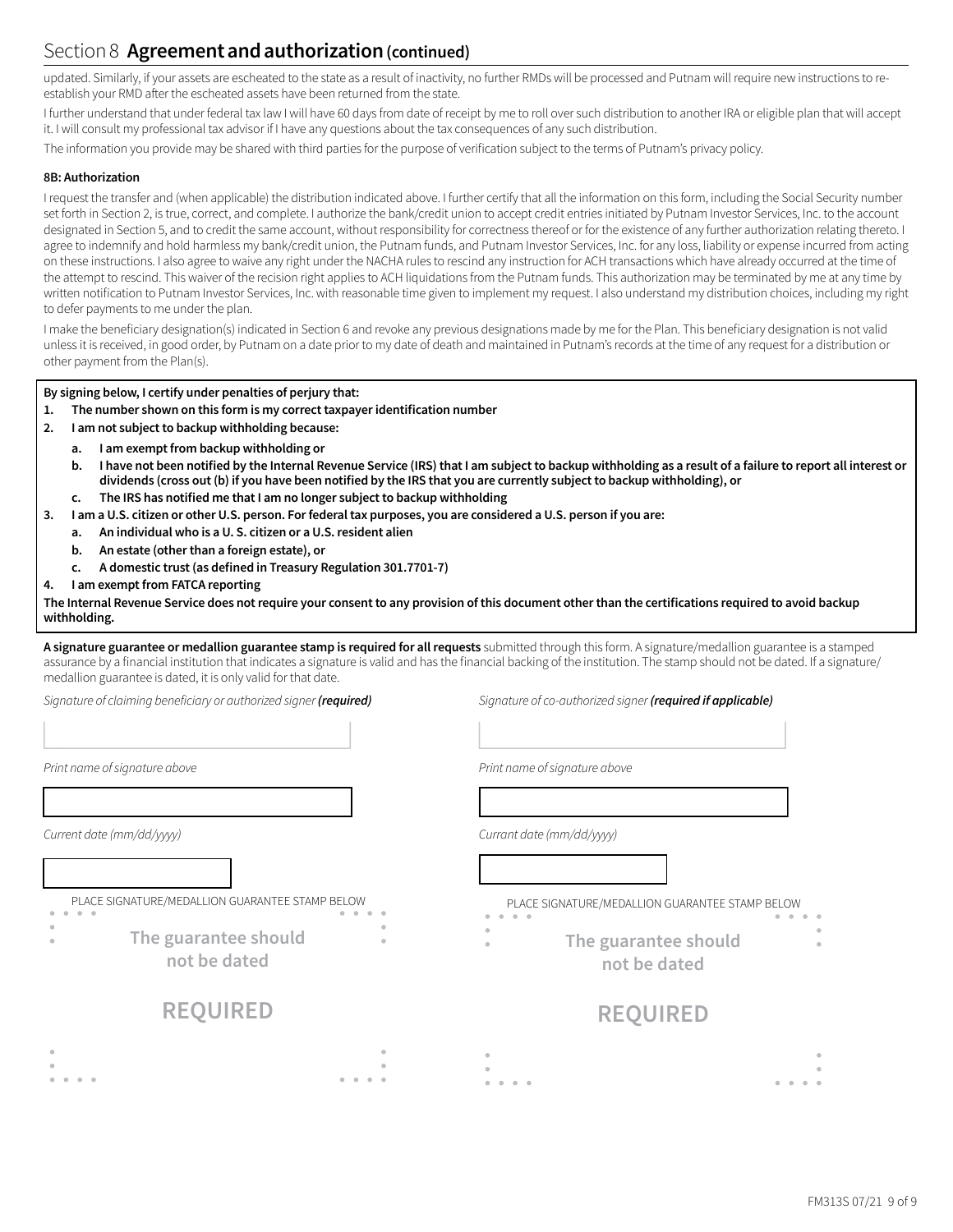## Section 8 **Agreement and authorization (continued)**

updated. Similarly, if your assets are escheated to the state as a result of inactivity, no further RMDs will be processed and Putnam will require new instructions to re-establish your RMD after the escheated assets have been returned from the state.

I further understand that under federal tax law I will have 60 days from date of receipt by me to roll over such distribution to another IRA or eligible plan that will accept it. I will consult my professional tax advisor if I have any questions about the tax consequences of any such distribution.

The information you provide may be shared with third parties for the purpose of verification subject to the terms of Putnam's privacy policy.

**8B: Authorization**

I request the transfer and (when applicable) the distribution indicated above. I further certify that all the information on this form, including the Social Security number set forth in Section 2, is true, correct, and complete. I authorize the bank/credit union to accept credit entries initiated by Putnam Investor Services, Inc. to the account designated in Section 5, and to credit the same account, without responsibility for correctness thereof or for the existence of any further authorization relating thereto. I agree to indemnify and hold harmless my bank/credit union, the Putnam funds, and Putnam Investor Services, Inc. for any loss, liability or expense incurred from acting on these instructions. I also agree to waive any right under the NACHA rules to rescind any instruction for ACH transactions which have already occurred at the time of the attempt to rescind. This waiver of the recision right applies to ACH liquidations from the Putnam funds. This authorization may be terminated by me at any time by written notification to Putnam Investor Services, Inc. with reasonable time given to implement my request. I also understand my distribution choices, including my right to defer payments to me under the plan.

I make the beneficiary designation(s) indicated in Section 6 and revoke any previous designations made by me for the Plan. This beneficiary designation is not valid unless it is received, in good order, by Putnam on a date prior to my date of death and maintained in Putnam's records at the time of any request for a distribution or other payment from the Plan(s).

**By signing below, I certify under penalties of perjury that:**

1. **The number shown on this form is my correct taxpayer identification number**
2. **I am not subject to backup withholding because:**
   a. **I am exempt from backup withholding or**
   b. **I have not been notified by the Internal Revenue Service (IRS) that I am subject to backup withholding as a result of a failure to report all interest or dividends (cross out (b) if you have been notified by the IRS that you are currently subject to backup withholding), or**
   c. **The IRS has notified me that I am no longer subject to backup withholding**
3. **I am a U.S. citizen or other U.S. person. For federal tax purposes, you are considered a U.S. person if you are:**
   a. **An individual who is a U. S. citizen or a U.S. resident alien**
   b. **An estate (other than a foreign estate), or**
   c. **A domestic trust (as defined in Treasury Regulation 301.7701-7)**
4. **I am exempt from FATCA reporting**

**The Internal Revenue Service does not require your consent to any provision of this document other than the certifications required to avoid backup withholding.**

**A signature guarantee or medallion guarantee stamp is required for all requests** submitted through this form. A signature/medallion guarantee is a stamped assurance by a financial institution that indicates a signature is valid and has the financial backing of the institution. The stamp should not be dated. If a signature/medallion guarantee is dated, it is only valid for that date.

*Signature of claiming beneficiary or authorized signer* ***(required)***

*Print name of signature above*

*Current date (mm/dd/yyyy)*

PLACE SIGNATURE/MEDALLION GUARANTEE STAMP BELOW

The guarantee should not be dated

REQUIRED

*Signature of co-authorized signer* ***(required if applicable)***

*Print name of signature above*

*Currant date (mm/dd/yyyy)*

PLACE SIGNATURE/MEDALLION GUARANTEE STAMP BELOW

The guarantee should not be dated

REQUIRED